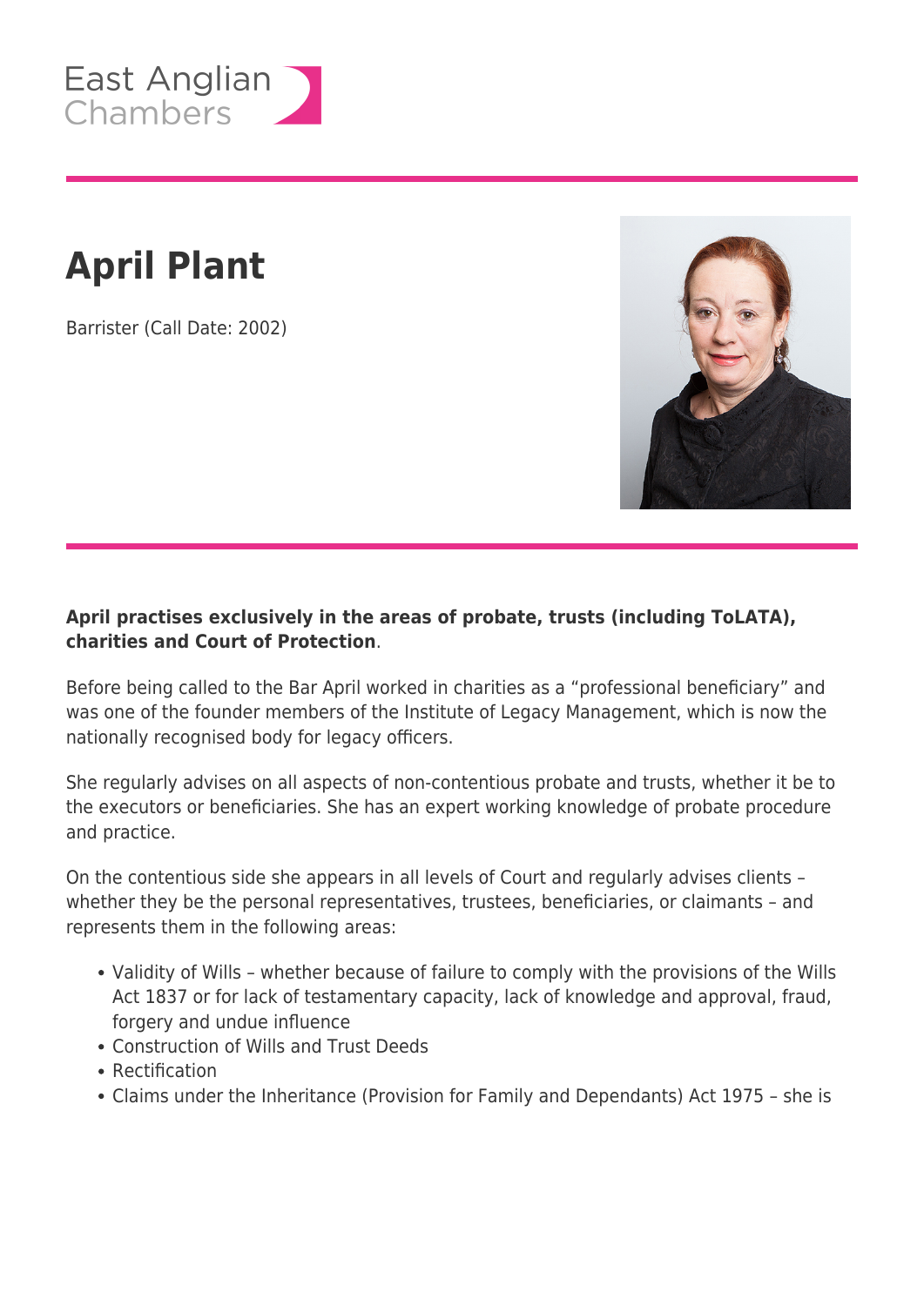East Anglian Chambers

# April Plant

Barrister (Call Date: 2002)

**April practises exclusively in the areas of probate, trusts (including ToLATA), charities and Court of Protection**.

Before being called to the Bar April worked in charities as a "professional beneficiary" and was one of the founder members of the Institute of Legacy Management, which is now the nationally recognised body for legacy officers.

She regularly advises on all aspects of non-contentious probate and trusts, whether it be to the executors or beneficiaries. She has an expert working knowledge of probate procedure and practice.

On the contentious side she appears in all levels of Court and regularly advises clients – whether they be the personal representatives, trustees, beneficiaries, or claimants – and represents them in the following areas:

- Validity of Wills – whether because of failure to comply with the provisions of the Wills Act 1837 or for lack of testamentary capacity, lack of knowledge and approval, fraud, forgery and undue influence
- Construction of Wills and Trust Deeds
- Rectification
- Claims under the Inheritance (Provision for Family and Dependants) Act 1975 – she is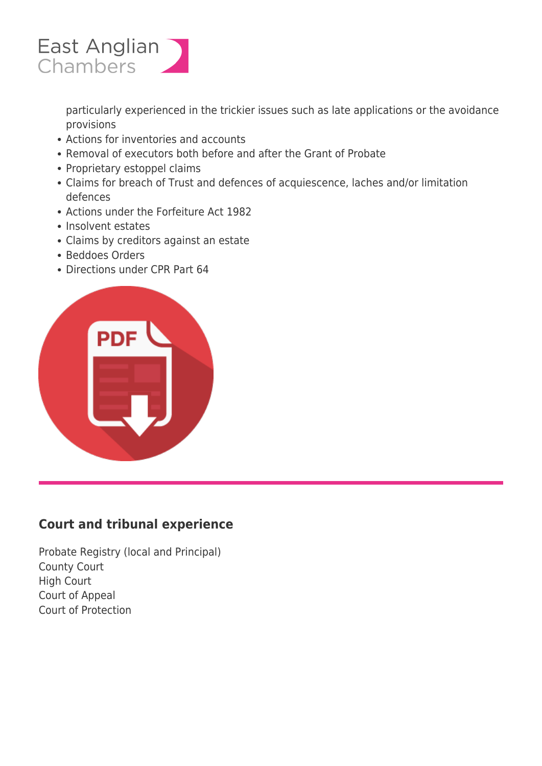particularly experienced in the trickier issues such as late applications or the avoidance provisions

- Actions for inventories and accounts
- Removal of executors both before and after the Grant of Probate
- Proprietary estoppel claims
- Claims for breach of Trust and defences of acquiescence, laches and/or limitation defences
- Actions under the Forfeiture Act 1982
- Insolvent estates
- Claims by creditors against an estate
- Beddoes Orders
- Directions under CPR Part 64

## Court and tribunal experience

Probate Registry (local and Principal)
County Court
High Court
Court of Appeal
Court of Protection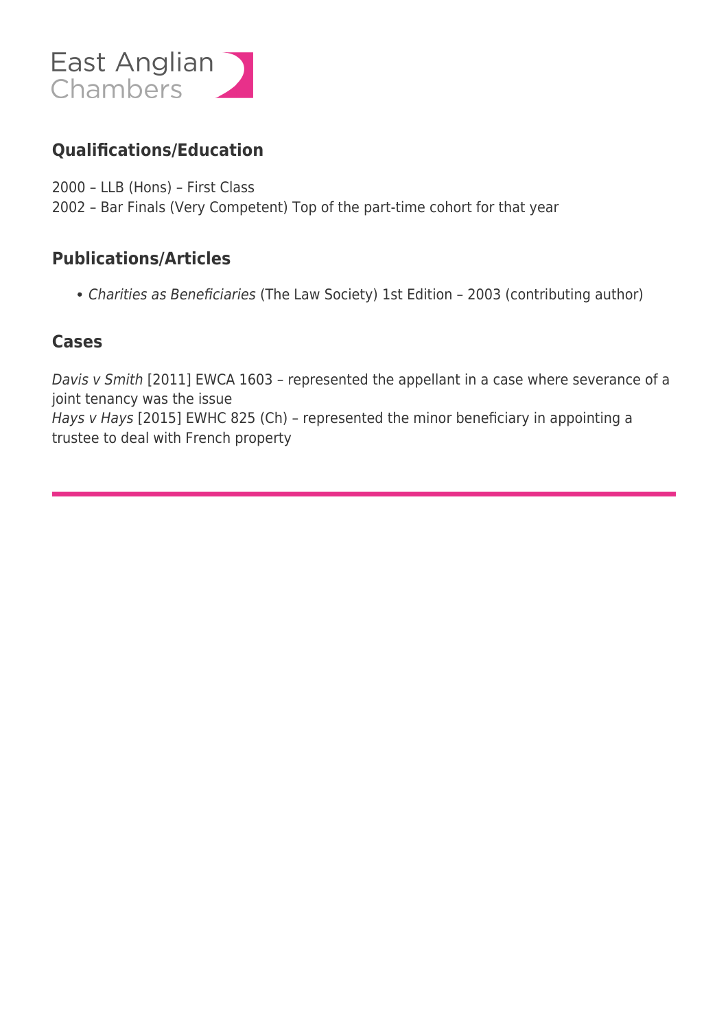## Qualifications/Education

2000 – LLB (Hons) – First Class
2002 – Bar Finals (Very Competent) Top of the part-time cohort for that year

## Publications/Articles

- *Charities as Beneficiaries* (The Law Society) 1st Edition – 2003 (contributing author)

## Cases

*Davis v Smith* [2011] EWCA 1603 – represented the appellant in a case where severance of a joint tenancy was the issue
*Hays v Hays* [2015] EWHC 825 (Ch) – represented the minor beneficiary in appointing a trustee to deal with French property